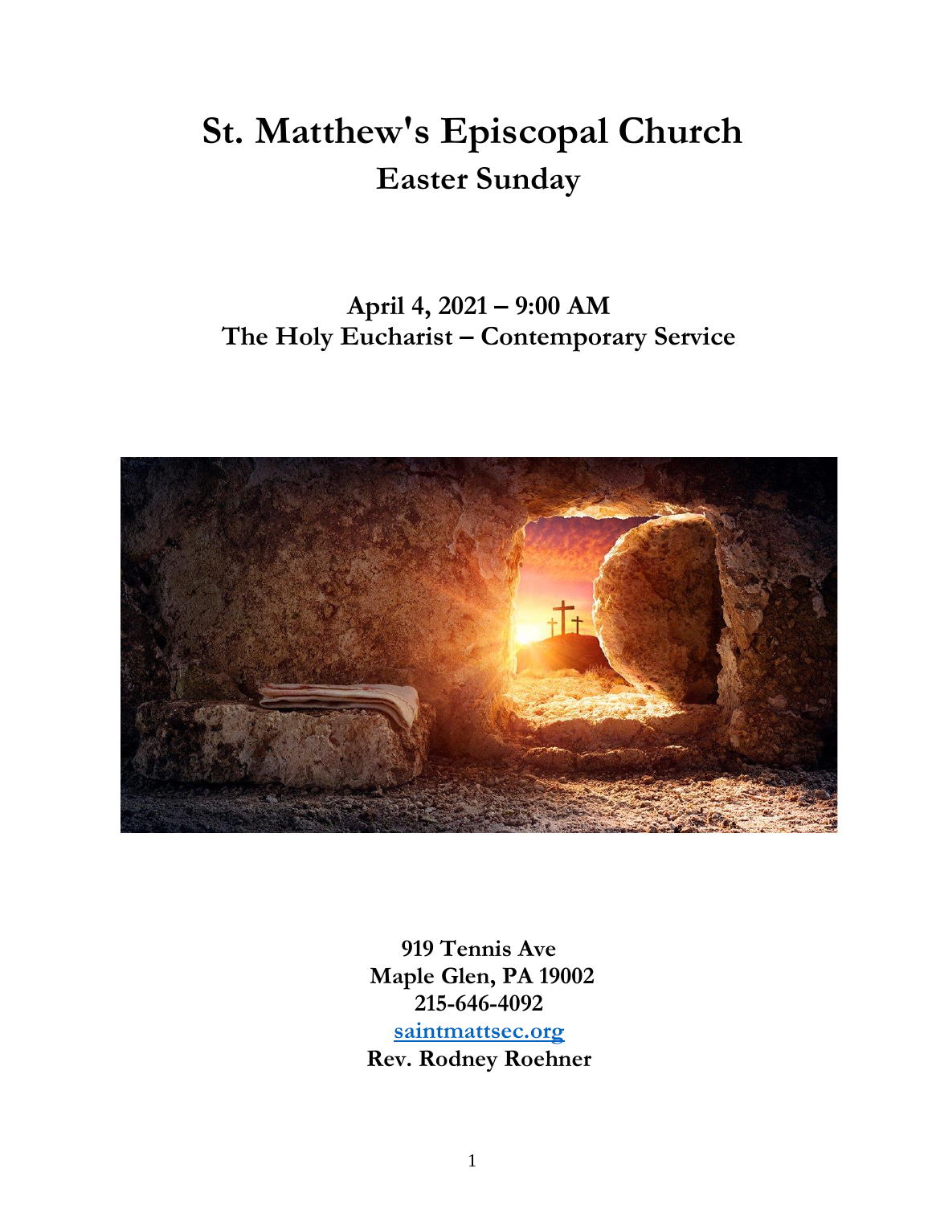# St. Matthew's Episcopal Church

## Easter Sunday

**April 4, 2021 – 9:00 AM**
**The Holy Eucharist – Contemporary Service**

**919 Tennis Ave**
**Maple Glen, PA 19002**
**215-646-4092**
**saintmattsec.org**
**Rev. Rodney Roehner**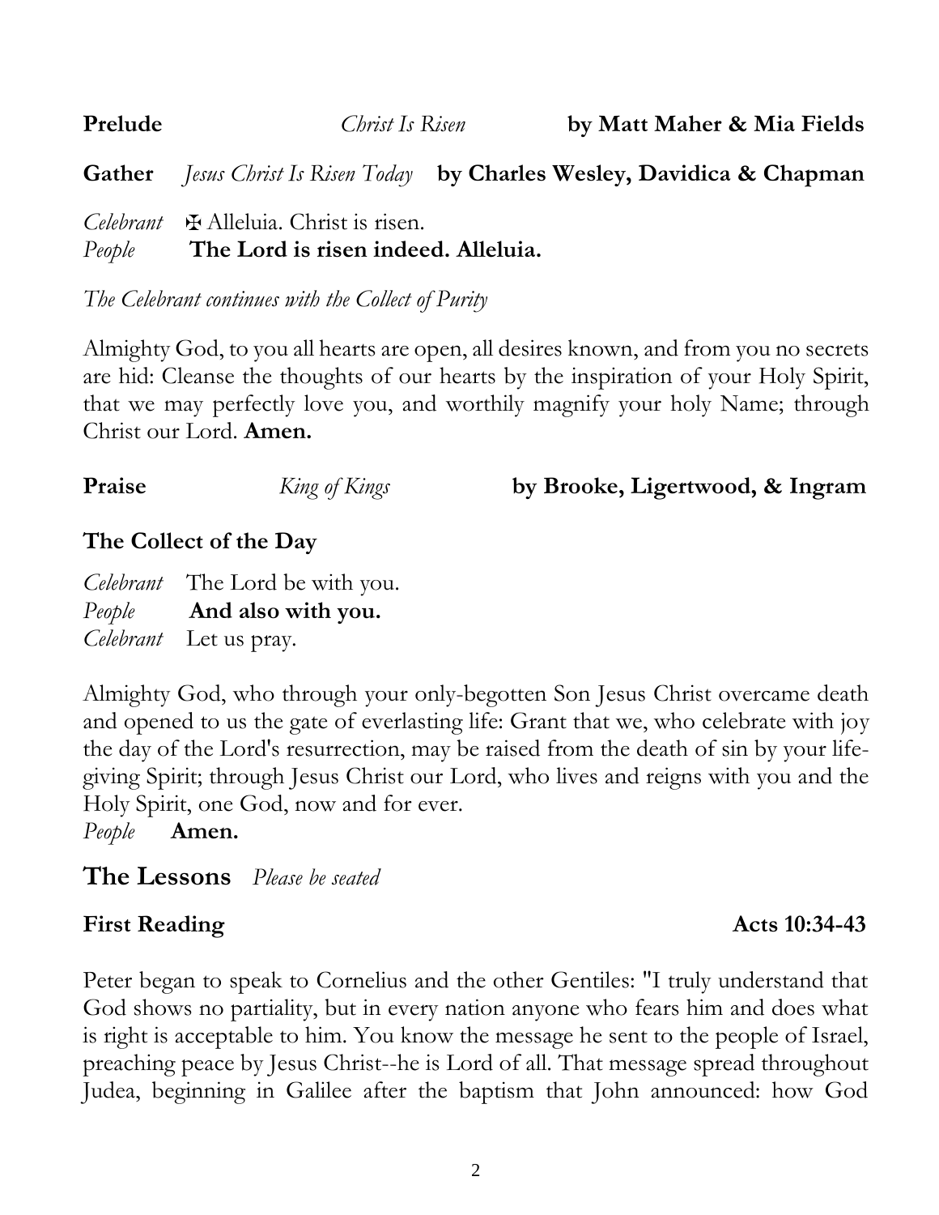**Prelude** *Christ Is Risen* **by Matt Maher & Mia Fields**

**Gather** *Jesus Christ Is Risen Today* **by Charles Wesley, Davidica & Chapman**

*Celebrant* ✠ Alleluia. Christ is risen.
*People* **The Lord is risen indeed. Alleluia.**

*The Celebrant continues with the Collect of Purity*

Almighty God, to you all hearts are open, all desires known, and from you no secrets are hid: Cleanse the thoughts of our hearts by the inspiration of your Holy Spirit, that we may perfectly love you, and worthily magnify your holy Name; through Christ our Lord. **Amen.**

**Praise** *King of Kings* **by Brooke, Ligertwood, & Ingram**

### The Collect of the Day

*Celebrant* The Lord be with you.
*People* **And also with you.**
*Celebrant* Let us pray.

Almighty God, who through your only-begotten Son Jesus Christ overcame death and opened to us the gate of everlasting life: Grant that we, who celebrate with joy the day of the Lord's resurrection, may be raised from the death of sin by your life-giving Spirit; through Jesus Christ our Lord, who lives and reigns with you and the Holy Spirit, one God, now and for ever.
*People* **Amen.**

## The Lessons *Please be seated*

**First Reading** **Acts 10:34-43**

Peter began to speak to Cornelius and the other Gentiles: "I truly understand that God shows no partiality, but in every nation anyone who fears him and does what is right is acceptable to him. You know the message he sent to the people of Israel, preaching peace by Jesus Christ--he is Lord of all. That message spread throughout Judea, beginning in Galilee after the baptism that John announced: how God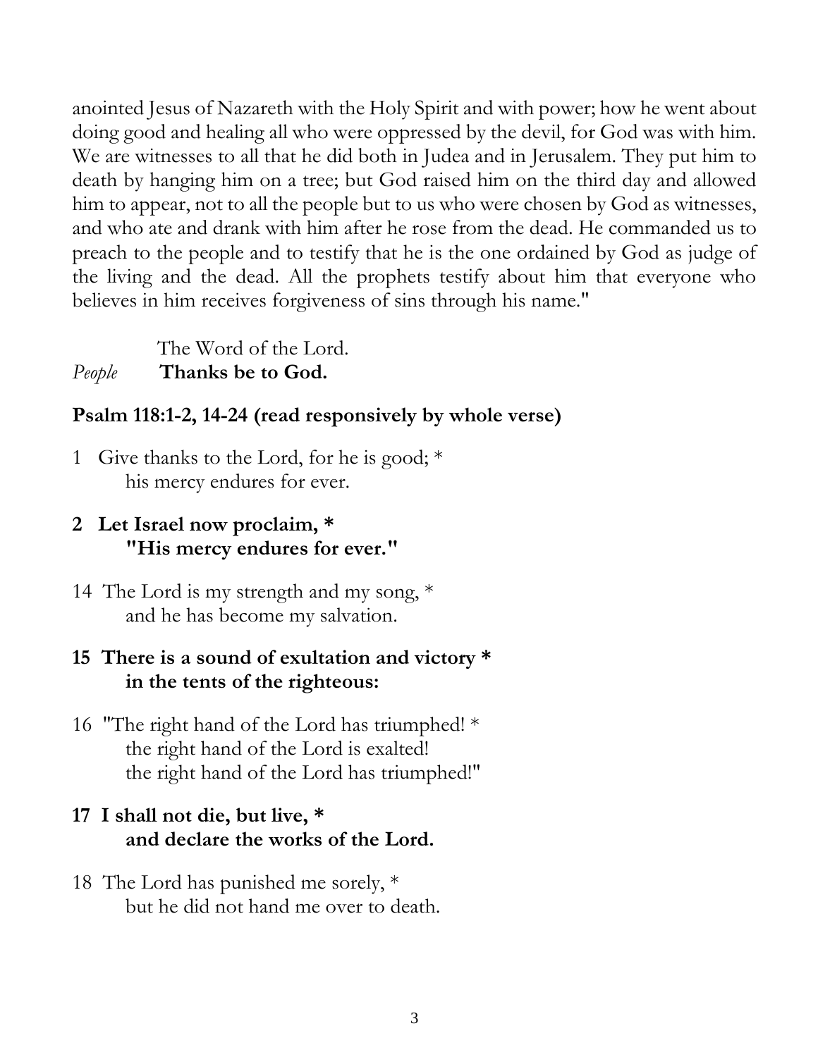anointed Jesus of Nazareth with the Holy Spirit and with power; how he went about doing good and healing all who were oppressed by the devil, for God was with him. We are witnesses to all that he did both in Judea and in Jerusalem. They put him to death by hanging him on a tree; but God raised him on the third day and allowed him to appear, not to all the people but to us who were chosen by God as witnesses, and who ate and drank with him after he rose from the dead. He commanded us to preach to the people and to testify that he is the one ordained by God as judge of the living and the dead. All the prophets testify about him that everyone who believes in him receives forgiveness of sins through his name."

The Word of the Lord.
*People* **Thanks be to God.**

**Psalm 118:1-2, 14-24 (read responsively by whole verse)**

1 Give thanks to the Lord, for he is good; *
his mercy endures for ever.

**2 Let Israel now proclaim, *
"His mercy endures for ever."**

14 The Lord is my strength and my song, *
and he has become my salvation.

**15 There is a sound of exultation and victory *
in the tents of the righteous:**

16 "The right hand of the Lord has triumphed! *
the right hand of the Lord is exalted!
the right hand of the Lord has triumphed!"

**17 I shall not die, but live, *
and declare the works of the Lord.**

18 The Lord has punished me sorely, *
but he did not hand me over to death.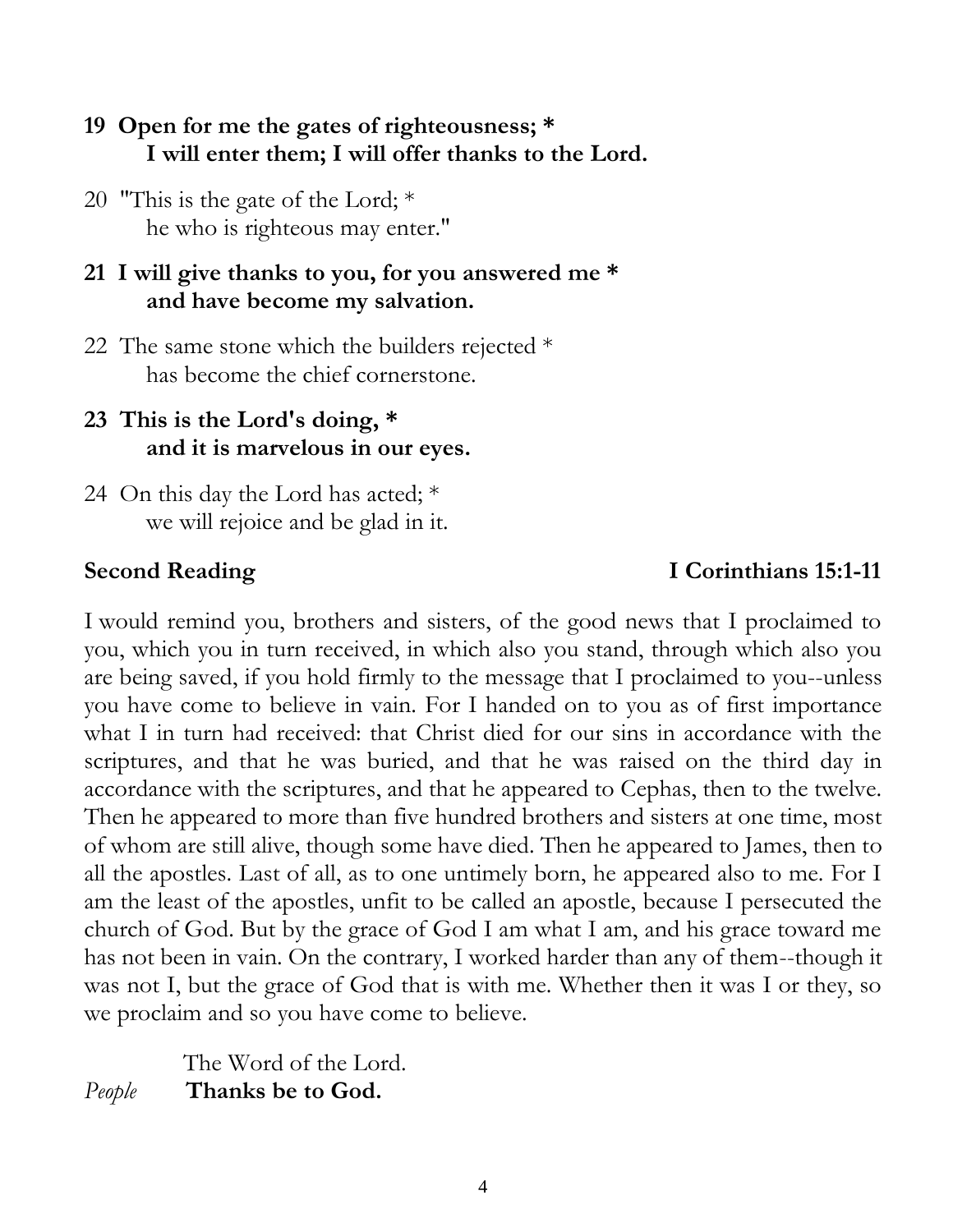**19 Open for me the gates of righteousness; *
I will enter them; I will offer thanks to the Lord.**

20 "This is the gate of the Lord; *
he who is righteous may enter."

**21 I will give thanks to you, for you answered me *
and have become my salvation.**

22 The same stone which the builders rejected *
has become the chief cornerstone.

**23 This is the Lord's doing, *
and it is marvelous in our eyes.**

24 On this day the Lord has acted; *
we will rejoice and be glad in it.

**Second Reading** **I Corinthians 15:1-11**

I would remind you, brothers and sisters, of the good news that I proclaimed to you, which you in turn received, in which also you stand, through which also you are being saved, if you hold firmly to the message that I proclaimed to you--unless you have come to believe in vain. For I handed on to you as of first importance what I in turn had received: that Christ died for our sins in accordance with the scriptures, and that he was buried, and that he was raised on the third day in accordance with the scriptures, and that he appeared to Cephas, then to the twelve. Then he appeared to more than five hundred brothers and sisters at one time, most of whom are still alive, though some have died. Then he appeared to James, then to all the apostles. Last of all, as to one untimely born, he appeared also to me. For I am the least of the apostles, unfit to be called an apostle, because I persecuted the church of God. But by the grace of God I am what I am, and his grace toward me has not been in vain. On the contrary, I worked harder than any of them--though it was not I, but the grace of God that is with me. Whether then it was I or they, so we proclaim and so you have come to believe.

The Word of the Lord.
*People* **Thanks be to God.**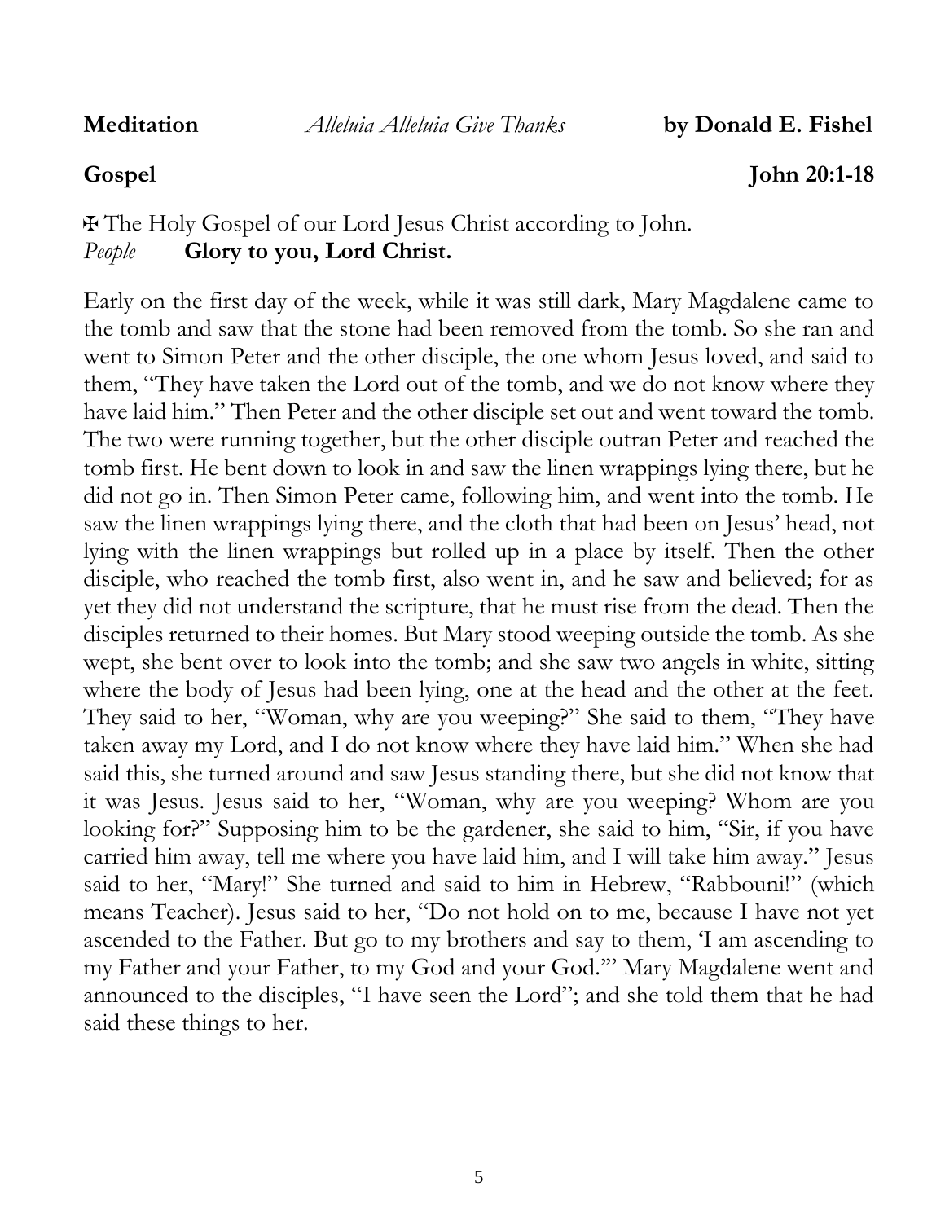**Meditation** *Alleluia Alleluia Give Thanks* **by Donald E. Fishel**

**Gospel** **John 20:1-18**

✠ The Holy Gospel of our Lord Jesus Christ according to John.
*People* **Glory to you, Lord Christ.**

Early on the first day of the week, while it was still dark, Mary Magdalene came to the tomb and saw that the stone had been removed from the tomb. So she ran and went to Simon Peter and the other disciple, the one whom Jesus loved, and said to them, "They have taken the Lord out of the tomb, and we do not know where they have laid him." Then Peter and the other disciple set out and went toward the tomb. The two were running together, but the other disciple outran Peter and reached the tomb first. He bent down to look in and saw the linen wrappings lying there, but he did not go in. Then Simon Peter came, following him, and went into the tomb. He saw the linen wrappings lying there, and the cloth that had been on Jesus' head, not lying with the linen wrappings but rolled up in a place by itself. Then the other disciple, who reached the tomb first, also went in, and he saw and believed; for as yet they did not understand the scripture, that he must rise from the dead. Then the disciples returned to their homes. But Mary stood weeping outside the tomb. As she wept, she bent over to look into the tomb; and she saw two angels in white, sitting where the body of Jesus had been lying, one at the head and the other at the feet. They said to her, "Woman, why are you weeping?" She said to them, "They have taken away my Lord, and I do not know where they have laid him." When she had said this, she turned around and saw Jesus standing there, but she did not know that it was Jesus. Jesus said to her, "Woman, why are you weeping? Whom are you looking for?" Supposing him to be the gardener, she said to him, "Sir, if you have carried him away, tell me where you have laid him, and I will take him away." Jesus said to her, "Mary!" She turned and said to him in Hebrew, "Rabbouni!" (which means Teacher). Jesus said to her, "Do not hold on to me, because I have not yet ascended to the Father. But go to my brothers and say to them, 'I am ascending to my Father and your Father, to my God and your God.'" Mary Magdalene went and announced to the disciples, "I have seen the Lord"; and she told them that he had said these things to her.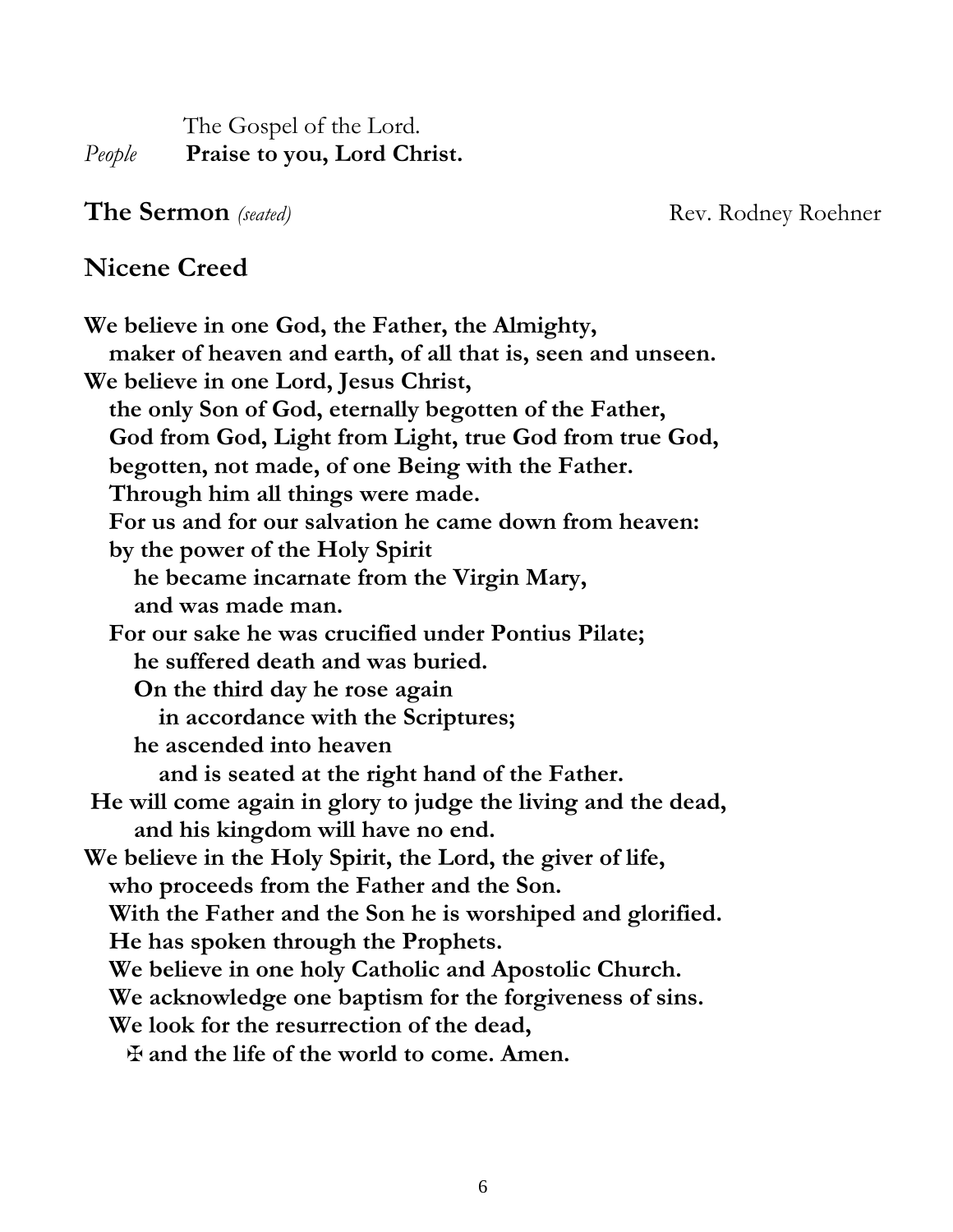The Gospel of the Lord.

*People* **Praise to you, Lord Christ.**

## The Sermon *(seated)*

Rev. Rodney Roehner

## Nicene Creed

**We believe in one God, the Father, the Almighty,**
**maker of heaven and earth, of all that is, seen and unseen.**
**We believe in one Lord, Jesus Christ,**
**the only Son of God, eternally begotten of the Father,**
**God from God, Light from Light, true God from true God,**
**begotten, not made, of one Being with the Father.**
**Through him all things were made.**
**For us and for our salvation he came down from heaven:**
**by the power of the Holy Spirit**
**he became incarnate from the Virgin Mary,**
**and was made man.**
**For our sake he was crucified under Pontius Pilate;**
**he suffered death and was buried.**
**On the third day he rose again**
**in accordance with the Scriptures;**
**he ascended into heaven**
**and is seated at the right hand of the Father.**
**He will come again in glory to judge the living and the dead,**
**and his kingdom will have no end.**
**We believe in the Holy Spirit, the Lord, the giver of life,**
**who proceeds from the Father and the Son.**
**With the Father and the Son he is worshiped and glorified.**
**He has spoken through the Prophets.**
**We believe in one holy Catholic and Apostolic Church.**
**We acknowledge one baptism for the forgiveness of sins.**
**We look for the resurrection of the dead,**
**✠ and the life of the world to come. Amen.**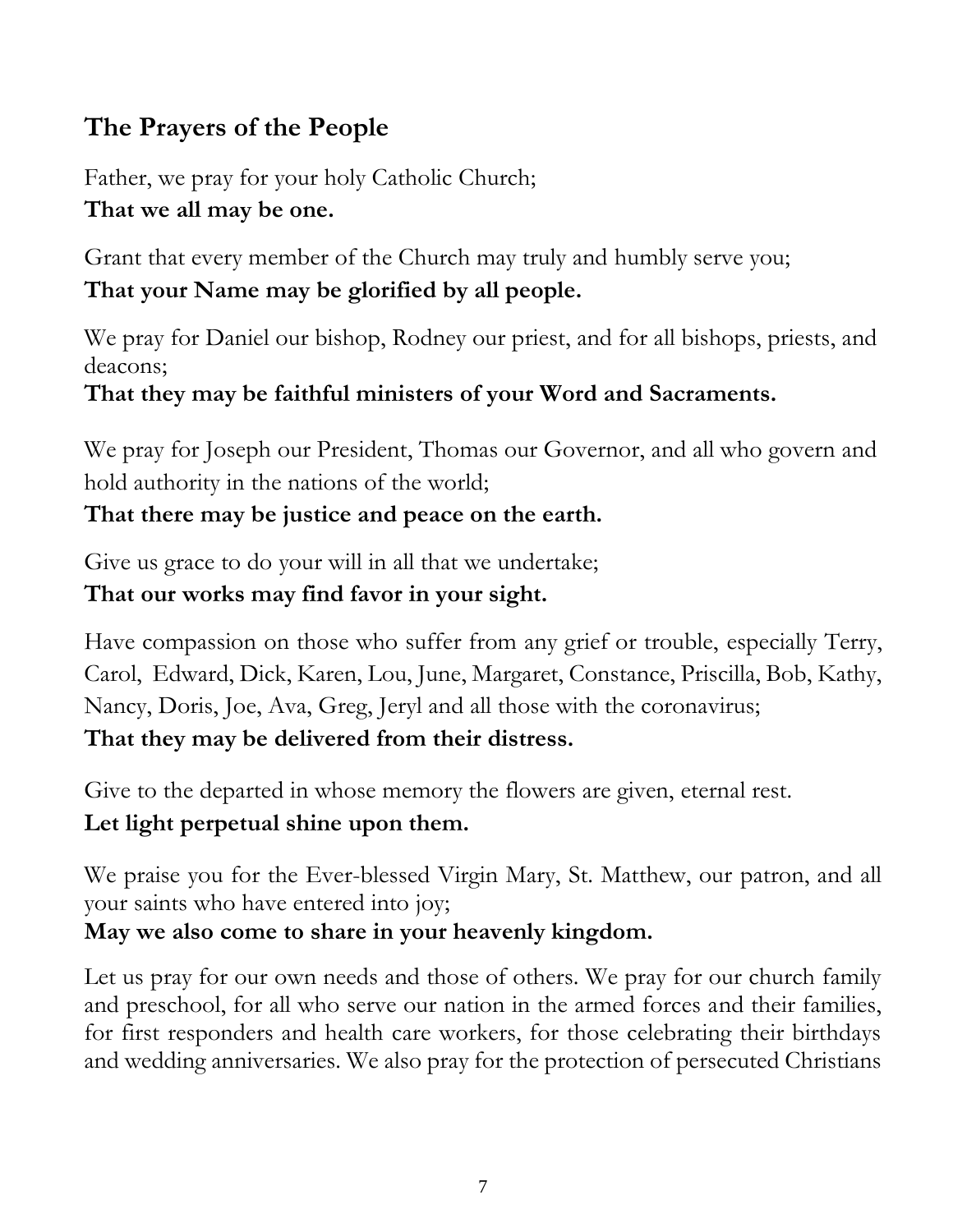## The Prayers of the People

Father, we pray for your holy Catholic Church;
**That we all may be one.**

Grant that every member of the Church may truly and humbly serve you;
**That your Name may be glorified by all people.**

We pray for Daniel our bishop, Rodney our priest, and for all bishops, priests, and deacons;
**That they may be faithful ministers of your Word and Sacraments.**

We pray for Joseph our President, Thomas our Governor, and all who govern and hold authority in the nations of the world;
**That there may be justice and peace on the earth.**

Give us grace to do your will in all that we undertake;
**That our works may find favor in your sight.**

Have compassion on those who suffer from any grief or trouble, especially Terry, Carol, Edward, Dick, Karen, Lou, June, Margaret, Constance, Priscilla, Bob, Kathy, Nancy, Doris, Joe, Ava, Greg, Jeryl and all those with the coronavirus;
**That they may be delivered from their distress.**

Give to the departed in whose memory the flowers are given, eternal rest.
**Let light perpetual shine upon them.**

We praise you for the Ever-blessed Virgin Mary, St. Matthew, our patron, and all your saints who have entered into joy;
**May we also come to share in your heavenly kingdom.**

Let us pray for our own needs and those of others. We pray for our church family and preschool, for all who serve our nation in the armed forces and their families, for first responders and health care workers, for those celebrating their birthdays and wedding anniversaries. We also pray for the protection of persecuted Christians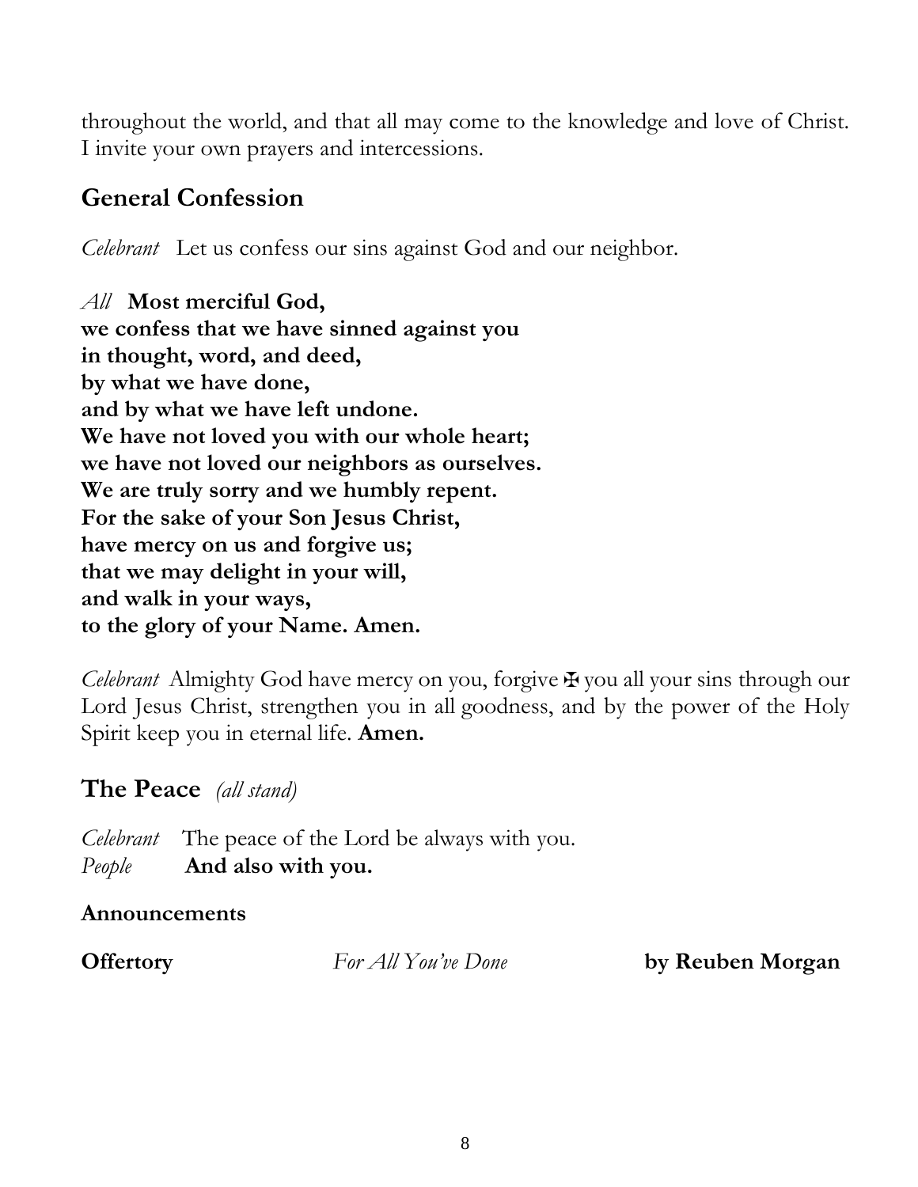throughout the world, and that all may come to the knowledge and love of Christ. I invite your own prayers and intercessions.

## General Confession

*Celebrant* Let us confess our sins against God and our neighbor.

*All* **Most merciful God,**
**we confess that we have sinned against you**
**in thought, word, and deed,**
**by what we have done,**
**and by what we have left undone.**
**We have not loved you with our whole heart;**
**we have not loved our neighbors as ourselves.**
**We are truly sorry and we humbly repent.**
**For the sake of your Son Jesus Christ,**
**have mercy on us and forgive us;**
**that we may delight in your will,**
**and walk in your ways,**
**to the glory of your Name. Amen.**

*Celebrant* Almighty God have mercy on you, forgive ✠ you all your sins through our Lord Jesus Christ, strengthen you in all goodness, and by the power of the Holy Spirit keep you in eternal life. **Amen.**

## The Peace *(all stand)*

*Celebrant* The peace of the Lord be always with you.
*People* **And also with you.**

**Announcements**

**Offertory** *For All You've Done* **by Reuben Morgan**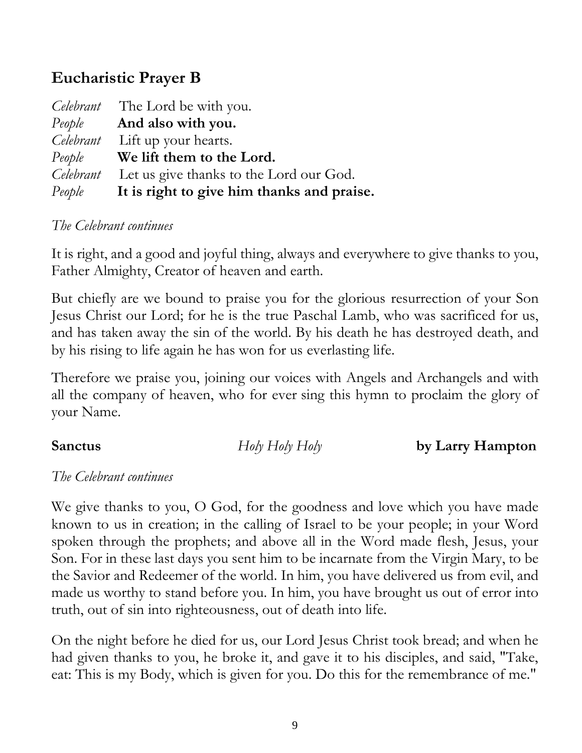## Eucharistic Prayer B

*Celebrant* The Lord be with you.
*People* **And also with you.**
*Celebrant* Lift up your hearts.
*People* **We lift them to the Lord.**
*Celebrant* Let us give thanks to the Lord our God.
*People* **It is right to give him thanks and praise.**

*The Celebrant continues*

It is right, and a good and joyful thing, always and everywhere to give thanks to you, Father Almighty, Creator of heaven and earth.

But chiefly are we bound to praise you for the glorious resurrection of your Son Jesus Christ our Lord; for he is the true Paschal Lamb, who was sacrificed for us, and has taken away the sin of the world. By his death he has destroyed death, and by his rising to life again he has won for us everlasting life.

Therefore we praise you, joining our voices with Angels and Archangels and with all the company of heaven, who for ever sing this hymn to proclaim the glory of your Name.

**Sanctus** *Holy Holy Holy* **by Larry Hampton**

*The Celebrant continues*

We give thanks to you, O God, for the goodness and love which you have made known to us in creation; in the calling of Israel to be your people; in your Word spoken through the prophets; and above all in the Word made flesh, Jesus, your Son. For in these last days you sent him to be incarnate from the Virgin Mary, to be the Savior and Redeemer of the world. In him, you have delivered us from evil, and made us worthy to stand before you. In him, you have brought us out of error into truth, out of sin into righteousness, out of death into life.

On the night before he died for us, our Lord Jesus Christ took bread; and when he had given thanks to you, he broke it, and gave it to his disciples, and said, "Take, eat: This is my Body, which is given for you. Do this for the remembrance of me."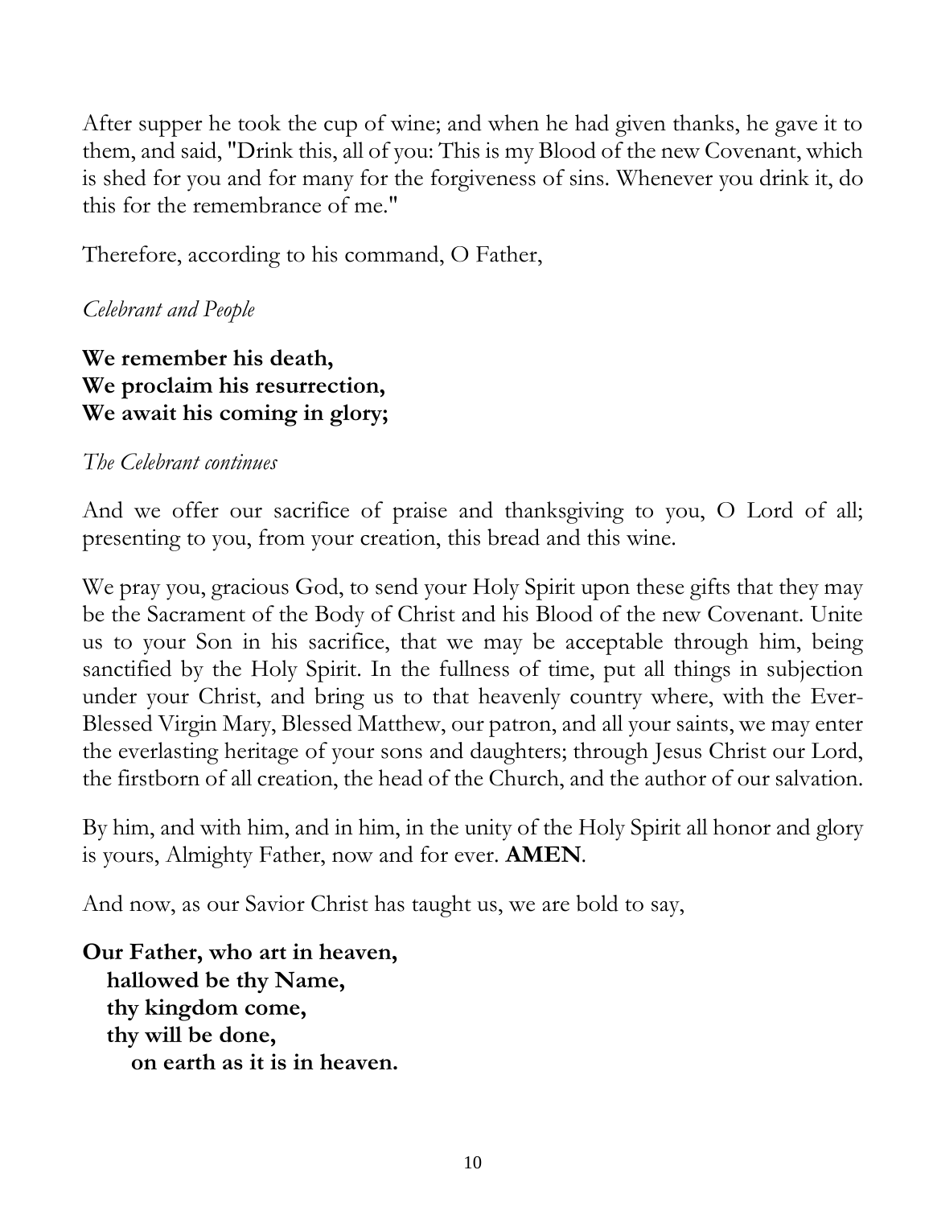After supper he took the cup of wine; and when he had given thanks, he gave it to them, and said, "Drink this, all of you: This is my Blood of the new Covenant, which is shed for you and for many for the forgiveness of sins. Whenever you drink it, do this for the remembrance of me."

Therefore, according to his command, O Father,

*Celebrant and People*

**We remember his death,**
**We proclaim his resurrection,**
**We await his coming in glory;**

*The Celebrant continues*

And we offer our sacrifice of praise and thanksgiving to you, O Lord of all; presenting to you, from your creation, this bread and this wine.

We pray you, gracious God, to send your Holy Spirit upon these gifts that they may be the Sacrament of the Body of Christ and his Blood of the new Covenant. Unite us to your Son in his sacrifice, that we may be acceptable through him, being sanctified by the Holy Spirit. In the fullness of time, put all things in subjection under your Christ, and bring us to that heavenly country where, with the Ever-Blessed Virgin Mary, Blessed Matthew, our patron, and all your saints, we may enter the everlasting heritage of your sons and daughters; through Jesus Christ our Lord, the firstborn of all creation, the head of the Church, and the author of our salvation.

By him, and with him, and in him, in the unity of the Holy Spirit all honor and glory is yours, Almighty Father, now and for ever. **AMEN**.

And now, as our Savior Christ has taught us, we are bold to say,

**Our Father, who art in heaven,**
**hallowed be thy Name,**
**thy kingdom come,**
**thy will be done,**
**on earth as it is in heaven.**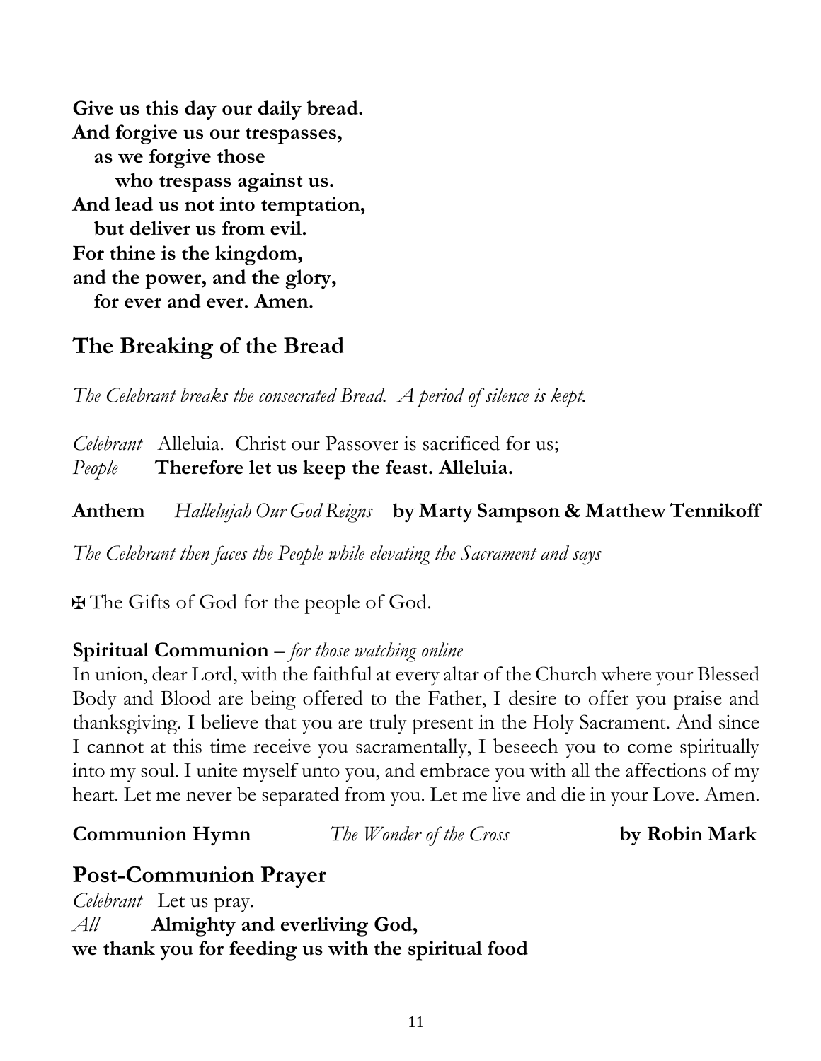**Give us this day our daily bread.**
**And forgive us our trespasses,**
**as we forgive those**
**who trespass against us.**
**And lead us not into temptation,**
**but deliver us from evil.**
**For thine is the kingdom,**
**and the power, and the glory,**
**for ever and ever. Amen.**

## The Breaking of the Bread

*The Celebrant breaks the consecrated Bread. A period of silence is kept.*

*Celebrant* Alleluia. Christ our Passover is sacrificed for us;
*People* **Therefore let us keep the feast. Alleluia.**

**Anthem** *Hallelujah Our God Reigns* **by Marty Sampson & Matthew Tennikoff**

*The Celebrant then faces the People while elevating the Sacrament and says*

✠ The Gifts of God for the people of God.

**Spiritual Communion** – *for those watching online*
In union, dear Lord, with the faithful at every altar of the Church where your Blessed Body and Blood are being offered to the Father, I desire to offer you praise and thanksgiving. I believe that you are truly present in the Holy Sacrament. And since I cannot at this time receive you sacramentally, I beseech you to come spiritually into my soul. I unite myself unto you, and embrace you with all the affections of my heart. Let me never be separated from you. Let me live and die in your Love. Amen.

**Communion Hymn** *The Wonder of the Cross* **by Robin Mark**

## Post-Communion Prayer

*Celebrant* Let us pray.
*All* **Almighty and everliving God,**
**we thank you for feeding us with the spiritual food**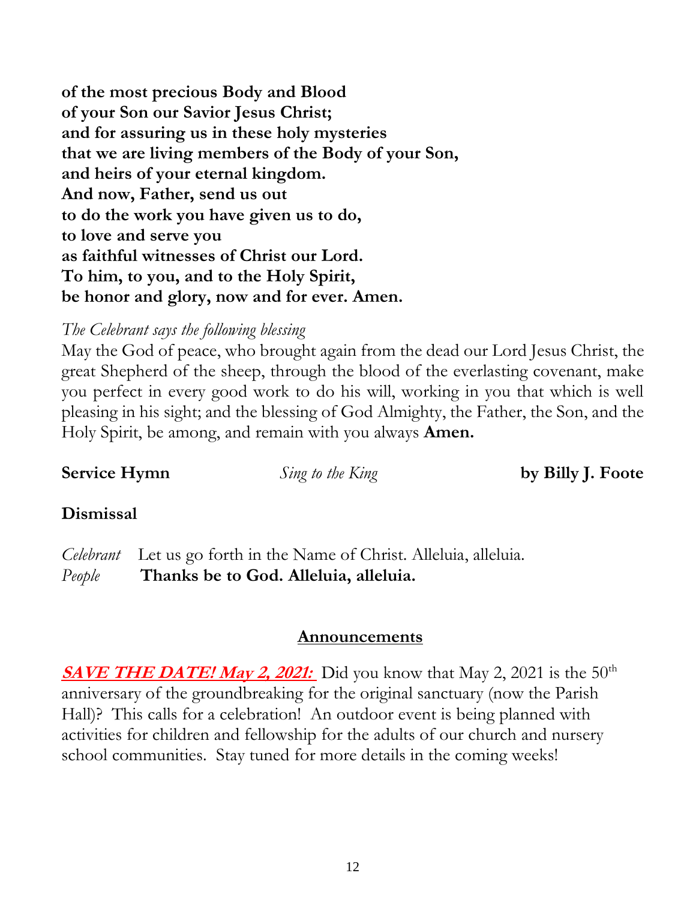**of the most precious Body and Blood**
**of your Son our Savior Jesus Christ;**
**and for assuring us in these holy mysteries**
**that we are living members of the Body of your Son,**
**and heirs of your eternal kingdom.**
**And now, Father, send us out**
**to do the work you have given us to do,**
**to love and serve you**
**as faithful witnesses of Christ our Lord.**
**To him, to you, and to the Holy Spirit,**
**be honor and glory, now and for ever. Amen.**

*The Celebrant says the following blessing*
May the God of peace, who brought again from the dead our Lord Jesus Christ, the great Shepherd of the sheep, through the blood of the everlasting covenant, make you perfect in every good work to do his will, working in you that which is well pleasing in his sight; and the blessing of God Almighty, the Father, the Son, and the Holy Spirit, be among, and remain with you always **Amen.**

**Service Hymn** *Sing to the King* **by Billy J. Foote**

**Dismissal**

*Celebrant* Let us go forth in the Name of Christ. Alleluia, alleluia.
*People* **Thanks be to God. Alleluia, alleluia.**

## Announcements

***SAVE THE DATE! May 2, 2021:*** Did you know that May 2, 2021 is the 50th anniversary of the groundbreaking for the original sanctuary (now the Parish Hall)? This calls for a celebration! An outdoor event is being planned with activities for children and fellowship for the adults of our church and nursery school communities. Stay tuned for more details in the coming weeks!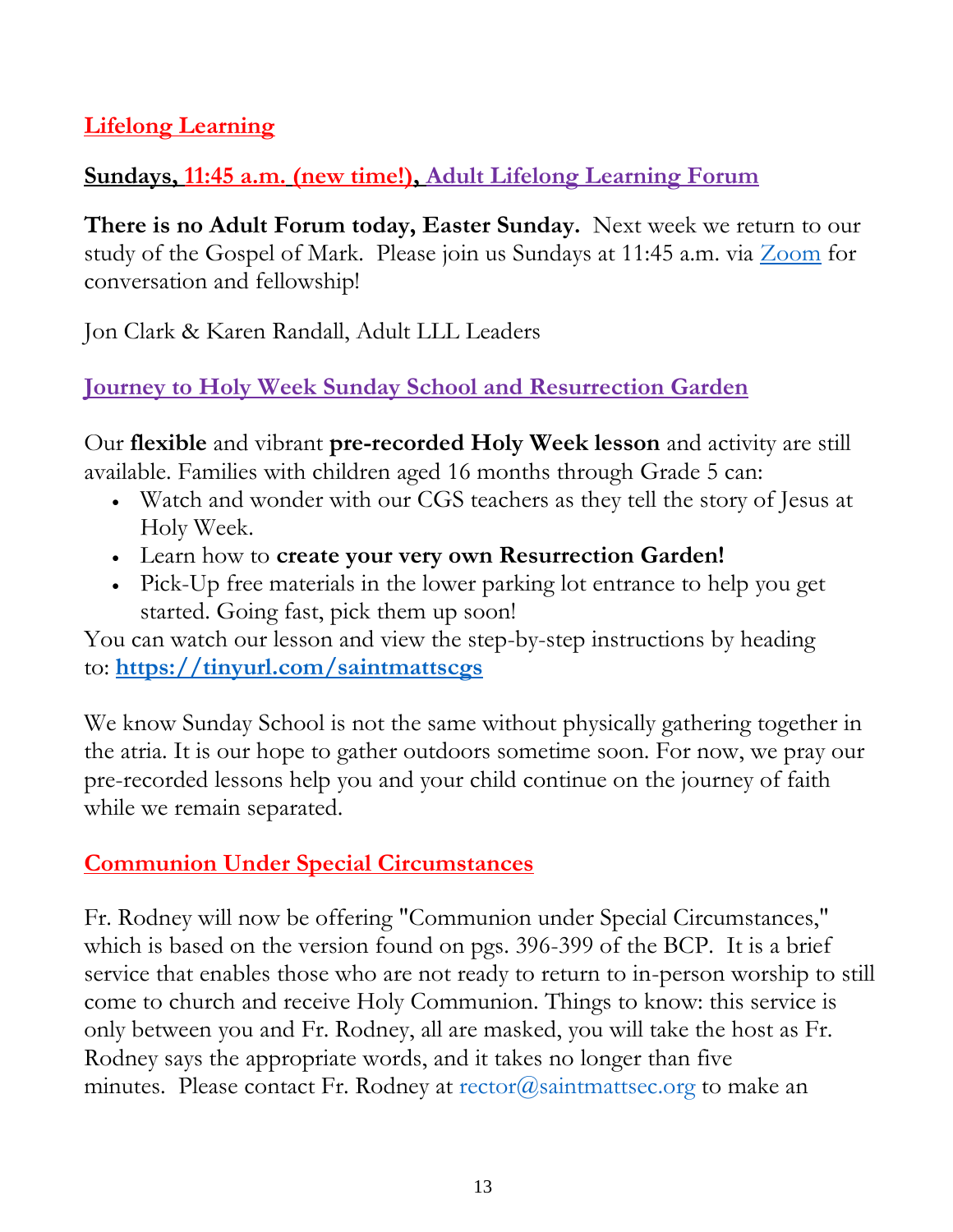## Lifelong Learning

### Sundays, 11:45 a.m. (new time!), Adult Lifelong Learning Forum

**There is no Adult Forum today, Easter Sunday.** Next week we return to our study of the Gospel of Mark. Please join us Sundays at 11:45 a.m. via Zoom for conversation and fellowship!

Jon Clark & Karen Randall, Adult LLL Leaders

### Journey to Holy Week Sunday School and Resurrection Garden

Our **flexible** and vibrant **pre-recorded Holy Week lesson** and activity are still available. Families with children aged 16 months through Grade 5 can:

- Watch and wonder with our CGS teachers as they tell the story of Jesus at Holy Week.
- Learn how to **create your very own Resurrection Garden!**
- Pick-Up free materials in the lower parking lot entrance to help you get started. Going fast, pick them up soon!

You can watch our lesson and view the step-by-step instructions by heading to: **https://tinyurl.com/saintmattscgs**

We know Sunday School is not the same without physically gathering together in the atria. It is our hope to gather outdoors sometime soon. For now, we pray our pre-recorded lessons help you and your child continue on the journey of faith while we remain separated.

## Communion Under Special Circumstances

Fr. Rodney will now be offering "Communion under Special Circumstances," which is based on the version found on pgs. 396-399 of the BCP. It is a brief service that enables those who are not ready to return to in-person worship to still come to church and receive Holy Communion. Things to know: this service is only between you and Fr. Rodney, all are masked, you will take the host as Fr. Rodney says the appropriate words, and it takes no longer than five minutes. Please contact Fr. Rodney at rector@saintmattsec.org to make an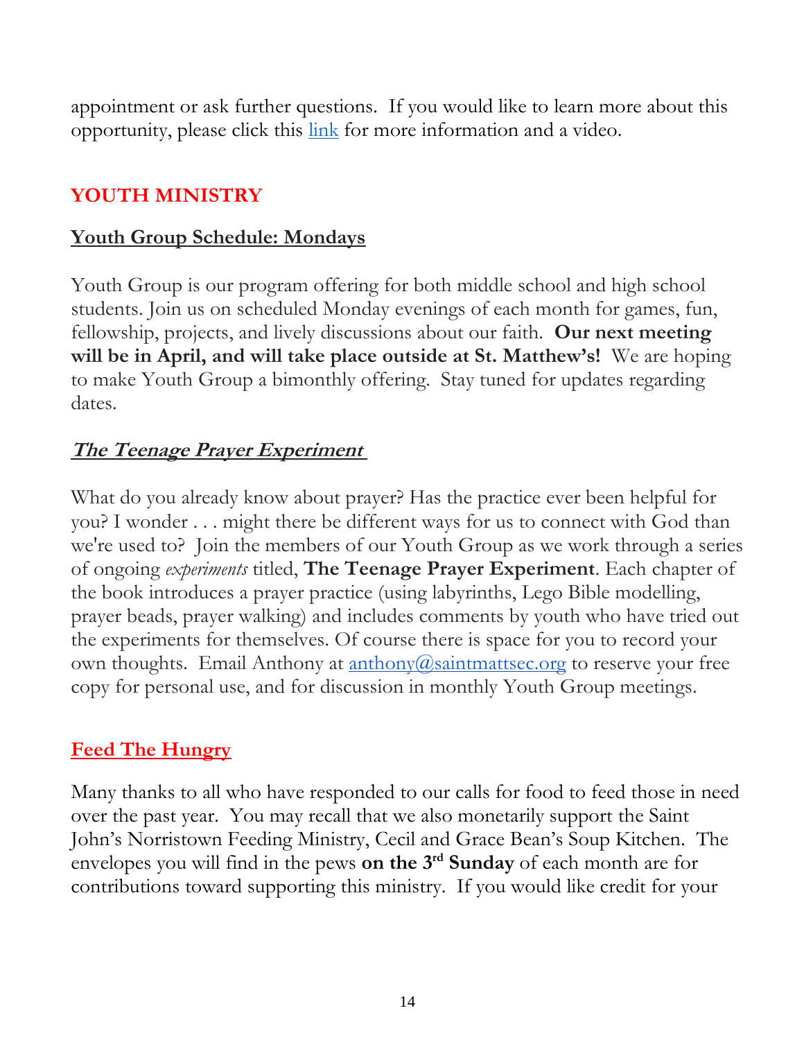appointment or ask further questions. If you would like to learn more about this opportunity, please click this link for more information and a video.

## YOUTH MINISTRY

### Youth Group Schedule: Mondays

Youth Group is our program offering for both middle school and high school students. Join us on scheduled Monday evenings of each month for games, fun, fellowship, projects, and lively discussions about our faith. **Our next meeting will be in April, and will take place outside at St. Matthew's!** We are hoping to make Youth Group a bimonthly offering. Stay tuned for updates regarding dates.

### ***The Teenage Prayer Experiment***

What do you already know about prayer? Has the practice ever been helpful for you? I wonder . . . might there be different ways for us to connect with God than we're used to? Join the members of our Youth Group as we work through a series of ongoing *experiments* titled, **The Teenage Prayer Experiment**. Each chapter of the book introduces a prayer practice (using labyrinths, Lego Bible modelling, prayer beads, prayer walking) and includes comments by youth who have tried out the experiments for themselves. Of course there is space for you to record your own thoughts. Email Anthony at anthony@saintmattsec.org to reserve your free copy for personal use, and for discussion in monthly Youth Group meetings.

## Feed The Hungry

Many thanks to all who have responded to our calls for food to feed those in need over the past year. You may recall that we also monetarily support the Saint John's Norristown Feeding Ministry, Cecil and Grace Bean's Soup Kitchen. The envelopes you will find in the pews **on the 3rd Sunday** of each month are for contributions toward supporting this ministry. If you would like credit for your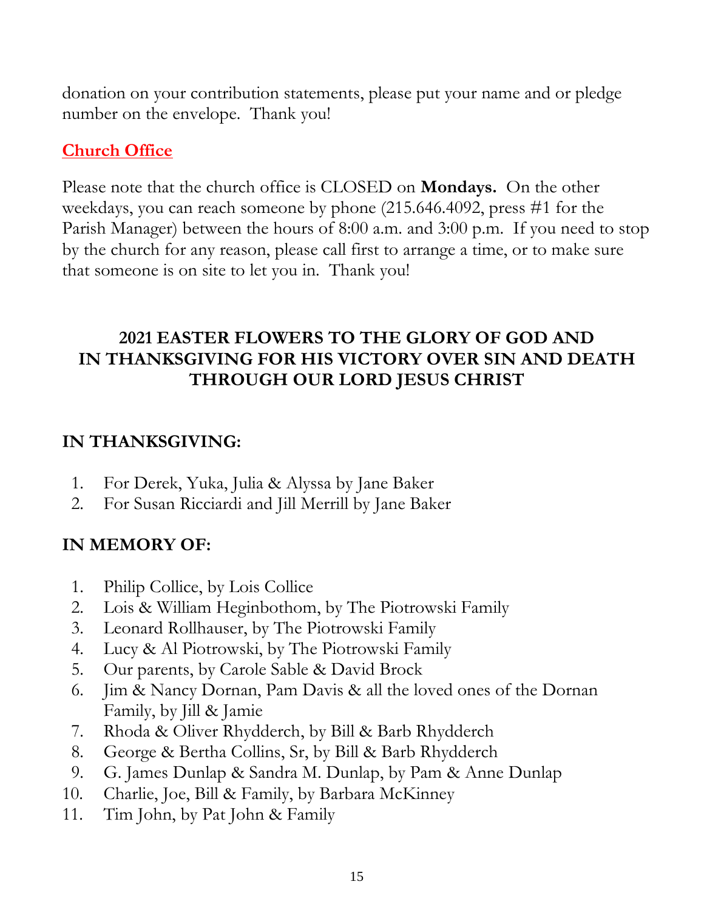donation on your contribution statements, please put your name and or pledge number on the envelope.  Thank you!

## Church Office

Please note that the church office is CLOSED on **Mondays.**  On the other weekdays, you can reach someone by phone (215.646.4092, press #1 for the Parish Manager) between the hours of 8:00 a.m. and 3:00 p.m.  If you need to stop by the church for any reason, please call first to arrange a time, or to make sure that someone is on site to let you in.  Thank you!

## 2021 EASTER FLOWERS TO THE GLORY OF GOD AND IN THANKSGIVING FOR HIS VICTORY OVER SIN AND DEATH THROUGH OUR LORD JESUS CHRIST

### IN THANKSGIVING:

1. For Derek, Yuka, Julia & Alyssa by Jane Baker
2. For Susan Ricciardi and Jill Merrill by Jane Baker

### IN MEMORY OF:

1. Philip Collice, by Lois Collice
2. Lois & William Heginbothom, by The Piotrowski Family
3. Leonard Rollhauser, by The Piotrowski Family
4. Lucy & Al Piotrowski, by The Piotrowski Family
5. Our parents, by Carole Sable & David Brock
6. Jim & Nancy Dornan, Pam Davis & all the loved ones of the Dornan Family, by Jill & Jamie
7. Rhoda & Oliver Rhydderch, by Bill & Barb Rhydderch
8. George & Bertha Collins, Sr, by Bill & Barb Rhydderch
9. G. James Dunlap & Sandra M. Dunlap, by Pam & Anne Dunlap
10. Charlie, Joe, Bill & Family, by Barbara McKinney
11. Tim John, by Pat John & Family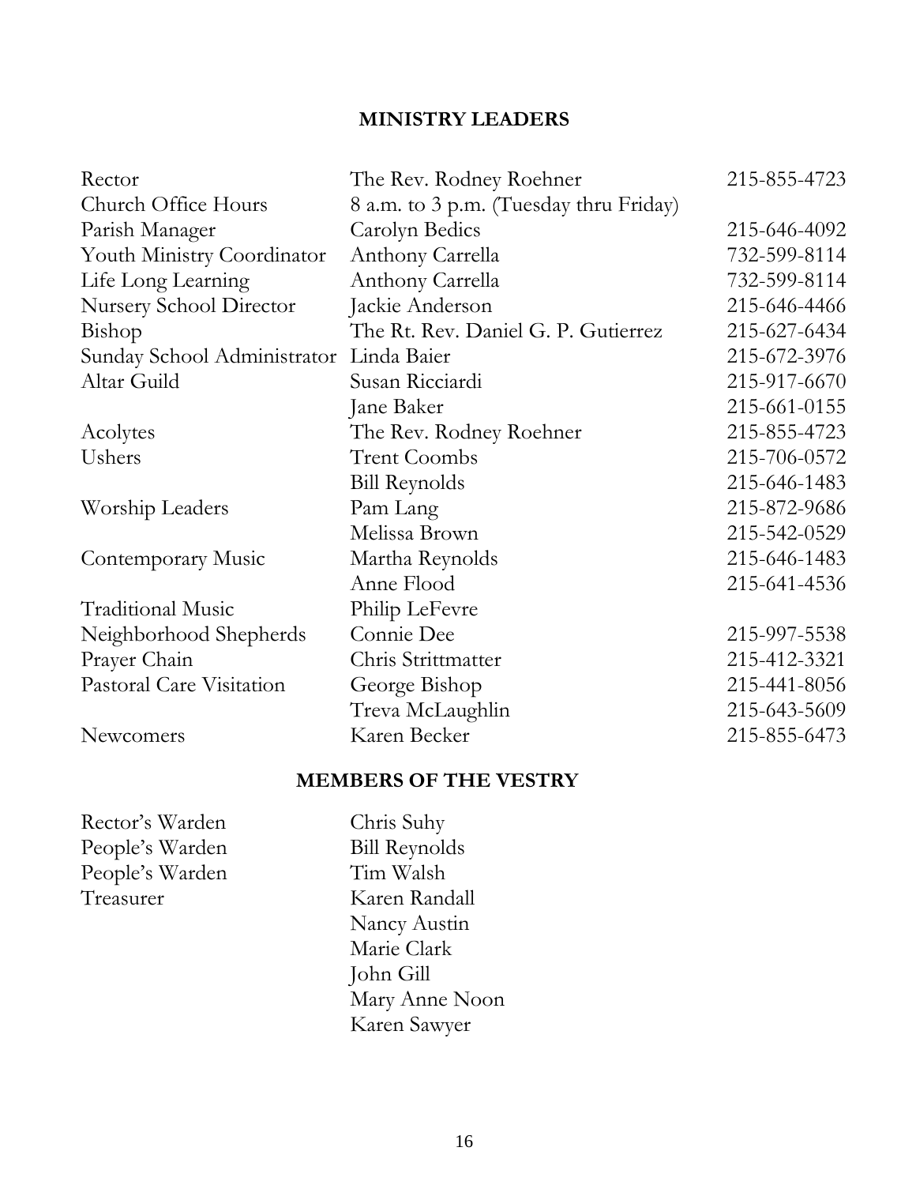## MINISTRY LEADERS

| | | |
|---|---|---|
| Rector | The Rev. Rodney Roehner | 215-855-4723 |
| Church Office Hours | 8 a.m. to 3 p.m. (Tuesday thru Friday) | |
| Parish Manager | Carolyn Bedics | 215-646-4092 |
| Youth Ministry Coordinator | Anthony Carrella | 732-599-8114 |
| Life Long Learning | Anthony Carrella | 732-599-8114 |
| Nursery School Director | Jackie Anderson | 215-646-4466 |
| Bishop | The Rt. Rev. Daniel G. P. Gutierrez | 215-627-6434 |
| Sunday School Administrator | Linda Baier | 215-672-3976 |
| Altar Guild | Susan Ricciardi | 215-917-6670 |
| | Jane Baker | 215-661-0155 |
| Acolytes | The Rev. Rodney Roehner | 215-855-4723 |
| Ushers | Trent Coombs | 215-706-0572 |
| | Bill Reynolds | 215-646-1483 |
| Worship Leaders | Pam Lang | 215-872-9686 |
| | Melissa Brown | 215-542-0529 |
| Contemporary Music | Martha Reynolds | 215-646-1483 |
| | Anne Flood | 215-641-4536 |
| Traditional Music | Philip LeFevre | |
| Neighborhood Shepherds | Connie Dee | 215-997-5538 |
| Prayer Chain | Chris Strittmatter | 215-412-3321 |
| Pastoral Care Visitation | George Bishop | 215-441-8056 |
| | Treva McLaughlin | 215-643-5609 |
| Newcomers | Karen Becker | 215-855-6473 |

## MEMBERS OF THE VESTRY

| | |
|---|---|
| Rector's Warden | Chris Suhy |
| People's Warden | Bill Reynolds |
| People's Warden | Tim Walsh |
| Treasurer | Karen Randall |
| | Nancy Austin |
| | Marie Clark |
| | John Gill |
| | Mary Anne Noon |
| | Karen Sawyer |